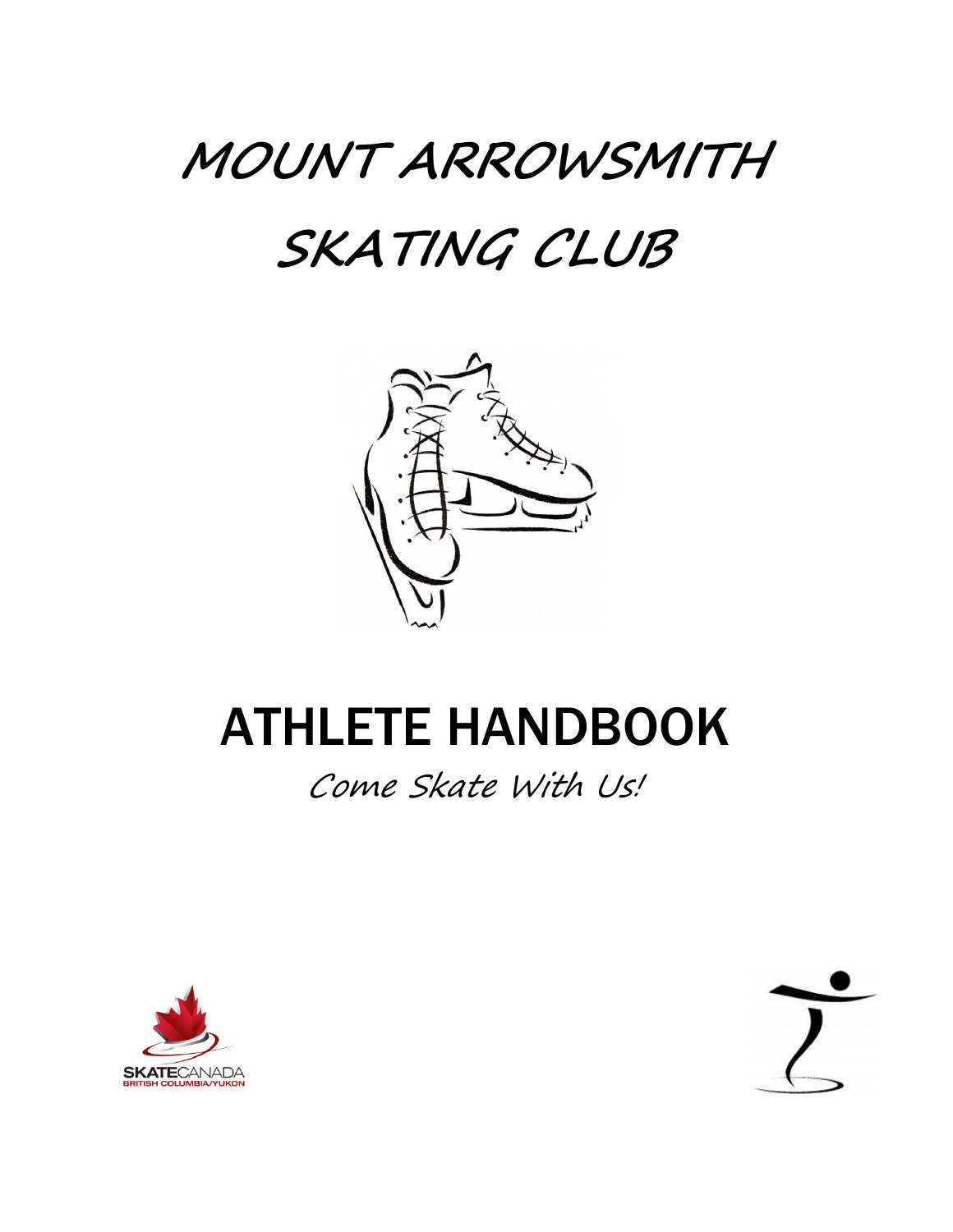# MOUNT ARROWSMITH SKATING CLUB

# ATHLETE HANDBOOK

*Come Skate With Us!*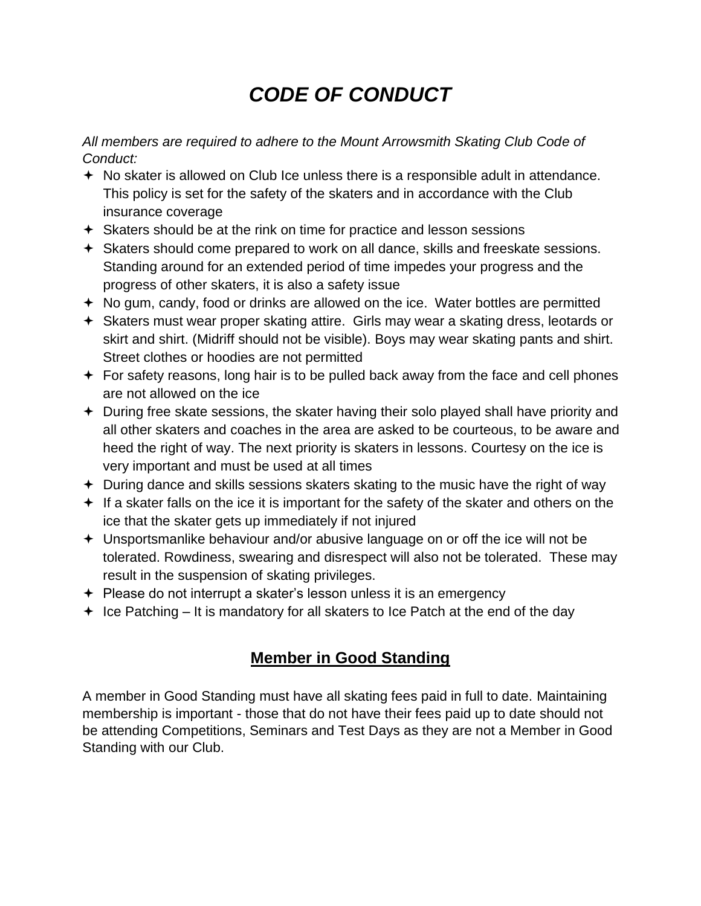# *CODE OF CONDUCT*

*All members are required to adhere to the Mount Arrowsmith Skating Club Code of Conduct:*

- No skater is allowed on Club Ice unless there is a responsible adult in attendance. This policy is set for the safety of the skaters and in accordance with the Club insurance coverage
- Skaters should be at the rink on time for practice and lesson sessions
- Skaters should come prepared to work on all dance, skills and freeskate sessions. Standing around for an extended period of time impedes your progress and the progress of other skaters, it is also a safety issue
- No gum, candy, food or drinks are allowed on the ice. Water bottles are permitted
- Skaters must wear proper skating attire. Girls may wear a skating dress, leotards or skirt and shirt. (Midriff should not be visible). Boys may wear skating pants and shirt. Street clothes or hoodies are not permitted
- For safety reasons, long hair is to be pulled back away from the face and cell phones are not allowed on the ice
- During free skate sessions, the skater having their solo played shall have priority and all other skaters and coaches in the area are asked to be courteous, to be aware and heed the right of way. The next priority is skaters in lessons. Courtesy on the ice is very important and must be used at all times
- During dance and skills sessions skaters skating to the music have the right of way
- If a skater falls on the ice it is important for the safety of the skater and others on the ice that the skater gets up immediately if not injured
- Unsportsmanlike behaviour and/or abusive language on or off the ice will not be tolerated. Rowdiness, swearing and disrespect will also not be tolerated. These may result in the suspension of skating privileges.
- Please do not interrupt a skater's lesson unless it is an emergency
- Ice Patching – It is mandatory for all skaters to Ice Patch at the end of the day

## Member in Good Standing

A member in Good Standing must have all skating fees paid in full to date. Maintaining membership is important - those that do not have their fees paid up to date should not be attending Competitions, Seminars and Test Days as they are not a Member in Good Standing with our Club.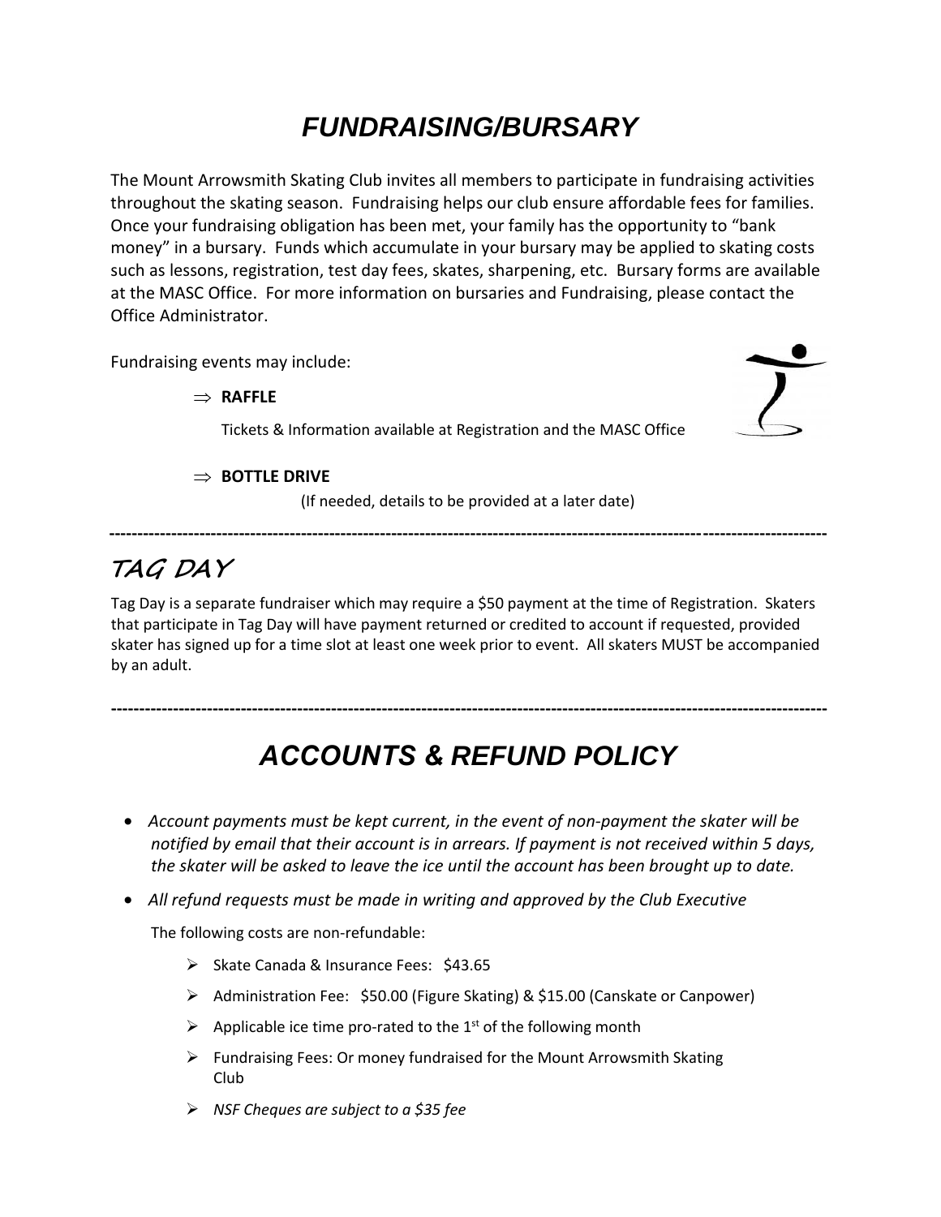# *FUNDRAISING/BURSARY*

The Mount Arrowsmith Skating Club invites all members to participate in fundraising activities throughout the skating season. Fundraising helps our club ensure affordable fees for families. Once your fundraising obligation has been met, your family has the opportunity to "bank money" in a bursary. Funds which accumulate in your bursary may be applied to skating costs such as lessons, registration, test day fees, skates, sharpening, etc. Bursary forms are available at the MASC Office. For more information on bursaries and Fundraising, please contact the Office Administrator.

Fundraising events may include:

⇒ **RAFFLE**

Tickets & Information available at Registration and the MASC Office

⇒ **BOTTLE DRIVE**

(If needed, details to be provided at a later date)

---

## *TAG DAY*

Tag Day is a separate fundraiser which may require a $50 payment at the time of Registration. Skaters that participate in Tag Day will have payment returned or credited to account if requested, provided skater has signed up for a time slot at least one week prior to event. All skaters MUST be accompanied by an adult.

---

# *ACCOUNTS & REFUND POLICY*

- *Account payments must be kept current, in the event of non-payment the skater will be notified by email that their account is in arrears. If payment is not received within 5 days, the skater will be asked to leave the ice until the account has been brought up to date.*
- *All refund requests must be made in writing and approved by the Club Executive*

The following costs are non-refundable:

- Skate Canada & Insurance Fees: $43.65
- Administration Fee: $50.00 (Figure Skating) & $15.00 (Canskate or Canpower)
- Applicable ice time pro-rated to the 1st of the following month
- Fundraising Fees: Or money fundraised for the Mount Arrowsmith Skating Club
- *NSF Cheques are subject to a $35 fee*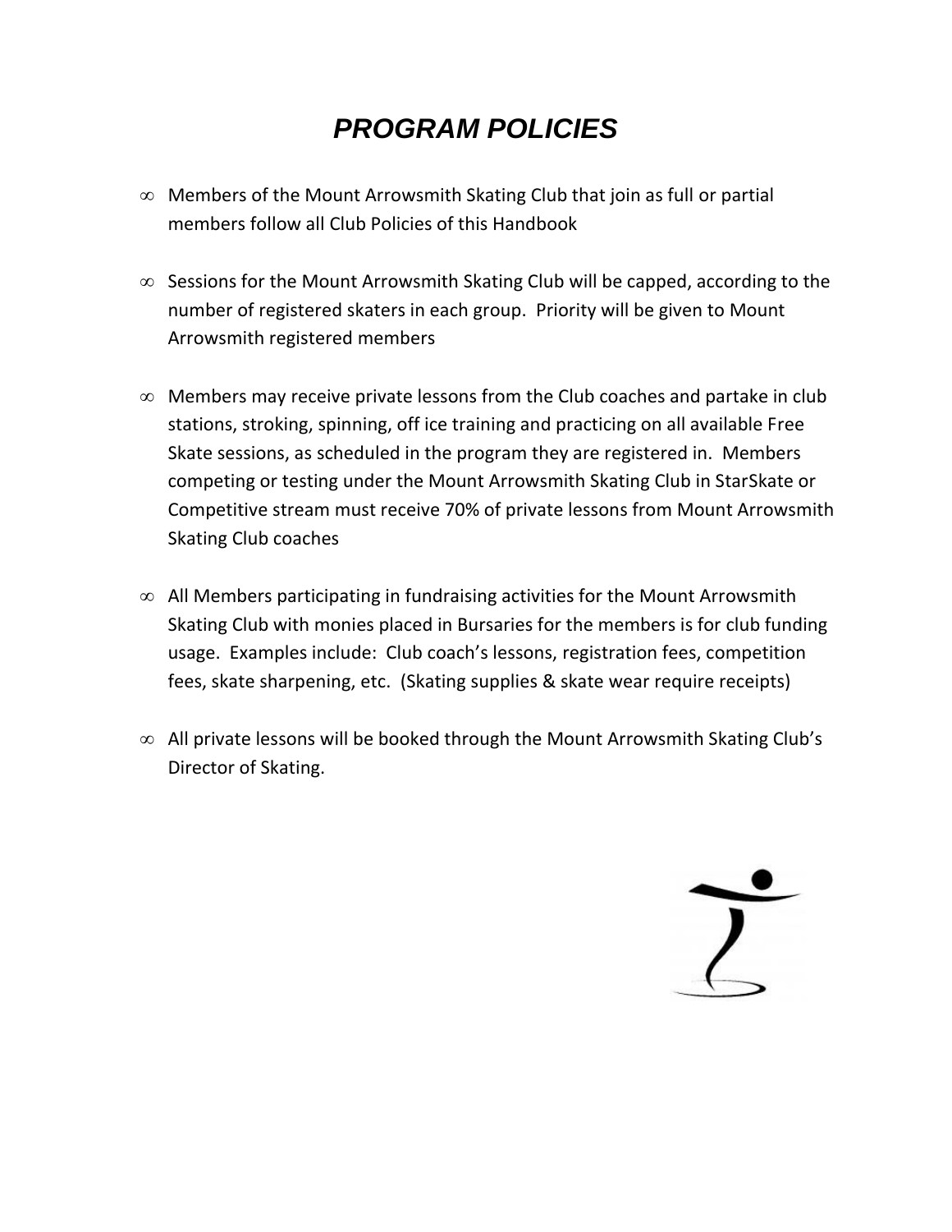# ***PROGRAM POLICIES***

- Members of the Mount Arrowsmith Skating Club that join as full or partial members follow all Club Policies of this Handbook

- Sessions for the Mount Arrowsmith Skating Club will be capped, according to the number of registered skaters in each group. Priority will be given to Mount Arrowsmith registered members

- Members may receive private lessons from the Club coaches and partake in club stations, stroking, spinning, off ice training and practicing on all available Free Skate sessions, as scheduled in the program they are registered in. Members competing or testing under the Mount Arrowsmith Skating Club in StarSkate or Competitive stream must receive 70% of private lessons from Mount Arrowsmith Skating Club coaches

- All Members participating in fundraising activities for the Mount Arrowsmith Skating Club with monies placed in Bursaries for the members is for club funding usage. Examples include: Club coach's lessons, registration fees, competition fees, skate sharpening, etc. (Skating supplies & skate wear require receipts)

- All private lessons will be booked through the Mount Arrowsmith Skating Club's Director of Skating.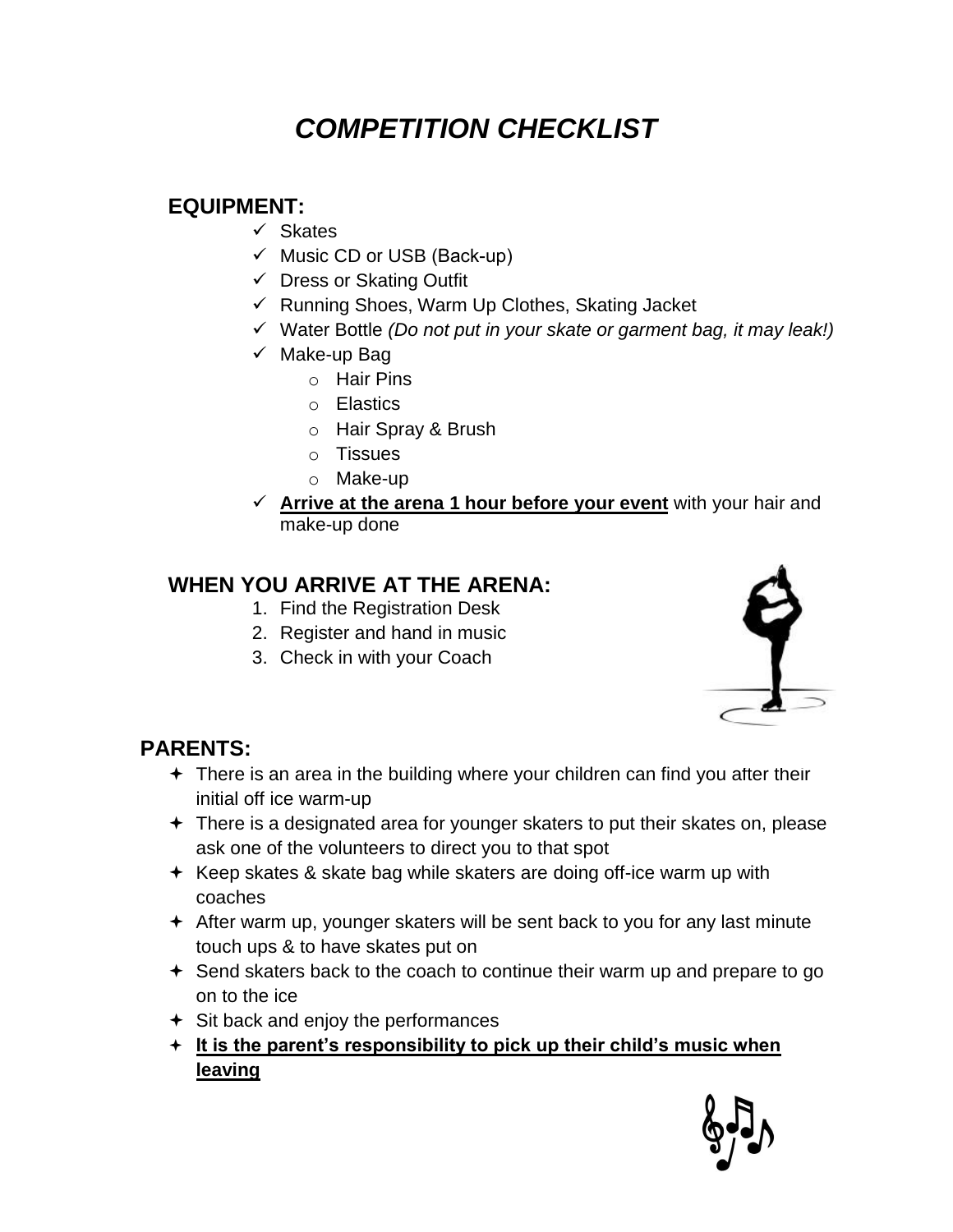# *COMPETITION CHECKLIST*

## EQUIPMENT:

- ✓ Skates
- ✓ Music CD or USB (Back-up)
- ✓ Dress or Skating Outfit
- ✓ Running Shoes, Warm Up Clothes, Skating Jacket
- ✓ Water Bottle *(Do not put in your skate or garment bag, it may leak!)*
- ✓ Make-up Bag
  - Hair Pins
  - Elastics
  - Hair Spray & Brush
  - Tissues
  - Make-up
- ✓ <u>**Arrive at the arena 1 hour before your event**</u> with your hair and make-up done

## WHEN YOU ARRIVE AT THE ARENA:

1. Find the Registration Desk
2. Register and hand in music
3. Check in with your Coach

## PARENTS:

- There is an area in the building where your children can find you after their initial off ice warm-up
- There is a designated area for younger skaters to put their skates on, please ask one of the volunteers to direct you to that spot
- Keep skates & skate bag while skaters are doing off-ice warm up with coaches
- After warm up, younger skaters will be sent back to you for any last minute touch ups & to have skates put on
- Send skaters back to the coach to continue their warm up and prepare to go on to the ice
- Sit back and enjoy the performances
- <u>**It is the parent's responsibility to pick up their child's music when leaving**</u>